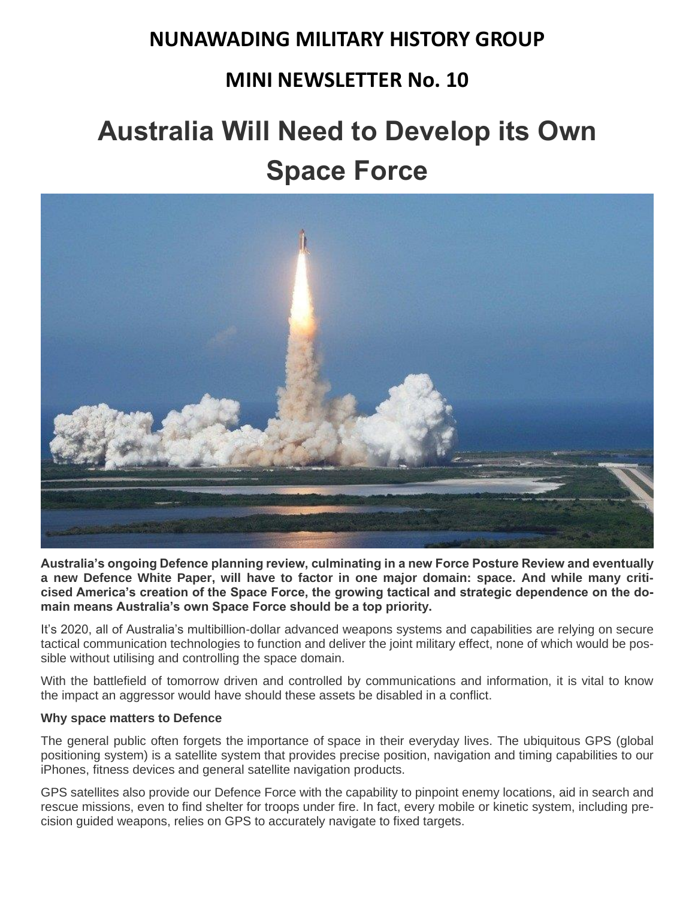# NUNAWADING MILITARY HISTORY GROUP

## MINI NEWSLETTER No. 10

# Australia Will Need to Develop its Own Space Force

**Australia's ongoing Defence planning review, culminating in a new Force Posture Review and eventually a new Defence White Paper, will have to factor in one major domain: space. And while many criticised America's creation of the Space Force, the growing tactical and strategic dependence on the domain means Australia's own Space Force should be a top priority.**

It's 2020, all of Australia's multibillion-dollar advanced weapons systems and capabilities are relying on secure tactical communication technologies to function and deliver the joint military effect, none of which would be possible without utilising and controlling the space domain.

With the battlefield of tomorrow driven and controlled by communications and information, it is vital to know the impact an aggressor would have should these assets be disabled in a conflict.

**Why space matters to Defence**

The general public often forgets the importance of space in their everyday lives. The ubiquitous GPS (global positioning system) is a satellite system that provides precise position, navigation and timing capabilities to our iPhones, fitness devices and general satellite navigation products.

GPS satellites also provide our Defence Force with the capability to pinpoint enemy locations, aid in search and rescue missions, even to find shelter for troops under fire. In fact, every mobile or kinetic system, including precision guided weapons, relies on GPS to accurately navigate to fixed targets.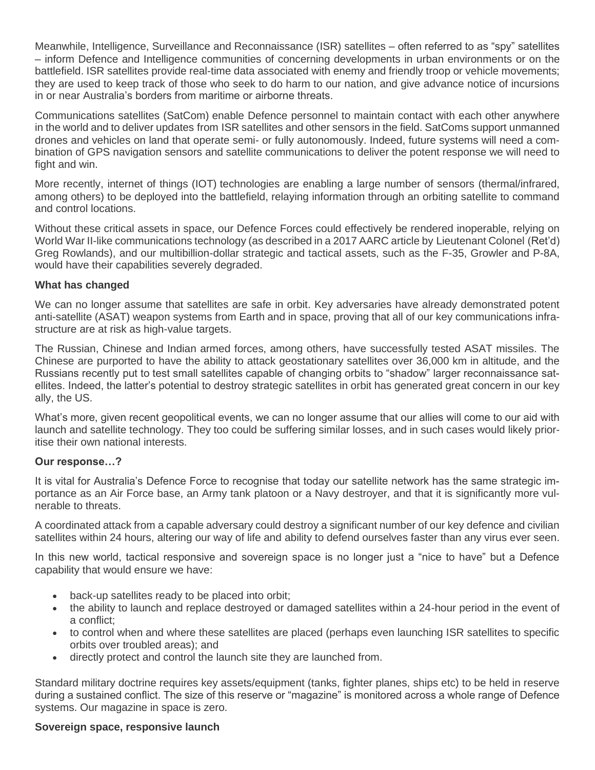Meanwhile, Intelligence, Surveillance and Reconnaissance (ISR) satellites – often referred to as "spy" satellites – inform Defence and Intelligence communities of concerning developments in urban environments or on the battlefield. ISR satellites provide real-time data associated with enemy and friendly troop or vehicle movements; they are used to keep track of those who seek to do harm to our nation, and give advance notice of incursions in or near Australia's borders from maritime or airborne threats.

Communications satellites (SatCom) enable Defence personnel to maintain contact with each other anywhere in the world and to deliver updates from ISR satellites and other sensors in the field. SatComs support unmanned drones and vehicles on land that operate semi- or fully autonomously. Indeed, future systems will need a combination of GPS navigation sensors and satellite communications to deliver the potent response we will need to fight and win.

More recently, internet of things (IOT) technologies are enabling a large number of sensors (thermal/infrared, among others) to be deployed into the battlefield, relaying information through an orbiting satellite to command and control locations.

Without these critical assets in space, our Defence Forces could effectively be rendered inoperable, relying on World War II-like communications technology (as described in a 2017 AARC article by Lieutenant Colonel (Ret'd) Greg Rowlands), and our multibillion-dollar strategic and tactical assets, such as the F-35, Growler and P-8A, would have their capabilities severely degraded.

**What has changed**

We can no longer assume that satellites are safe in orbit. Key adversaries have already demonstrated potent anti-satellite (ASAT) weapon systems from Earth and in space, proving that all of our key communications infrastructure are at risk as high-value targets.

The Russian, Chinese and Indian armed forces, among others, have successfully tested ASAT missiles. The Chinese are purported to have the ability to attack geostationary satellites over 36,000 km in altitude, and the Russians recently put to test small satellites capable of changing orbits to "shadow" larger reconnaissance satellites. Indeed, the latter's potential to destroy strategic satellites in orbit has generated great concern in our key ally, the US.

What's more, given recent geopolitical events, we can no longer assume that our allies will come to our aid with launch and satellite technology. They too could be suffering similar losses, and in such cases would likely prioritise their own national interests.

**Our response…?**

It is vital for Australia's Defence Force to recognise that today our satellite network has the same strategic importance as an Air Force base, an Army tank platoon or a Navy destroyer, and that it is significantly more vulnerable to threats.

A coordinated attack from a capable adversary could destroy a significant number of our key defence and civilian satellites within 24 hours, altering our way of life and ability to defend ourselves faster than any virus ever seen.

In this new world, tactical responsive and sovereign space is no longer just a "nice to have" but a Defence capability that would ensure we have:

- back-up satellites ready to be placed into orbit;
- the ability to launch and replace destroyed or damaged satellites within a 24-hour period in the event of a conflict;
- to control when and where these satellites are placed (perhaps even launching ISR satellites to specific orbits over troubled areas); and
- directly protect and control the launch site they are launched from.

Standard military doctrine requires key assets/equipment (tanks, fighter planes, ships etc) to be held in reserve during a sustained conflict. The size of this reserve or "magazine" is monitored across a whole range of Defence systems. Our magazine in space is zero.

**Sovereign space, responsive launch**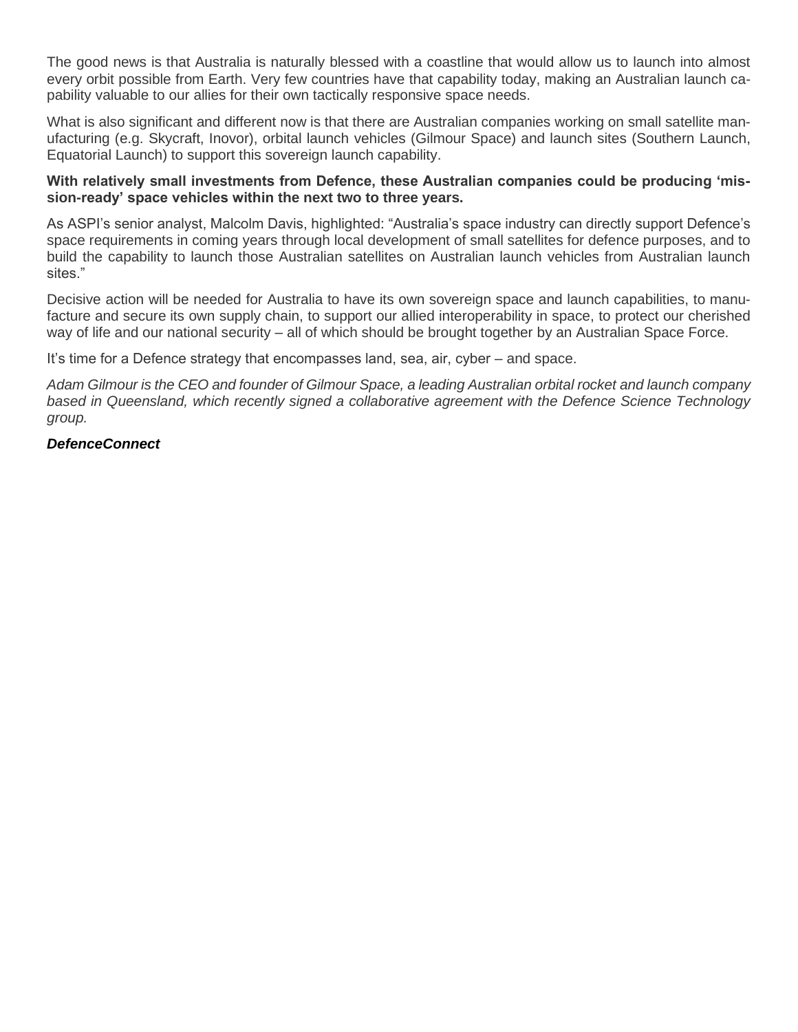The good news is that Australia is naturally blessed with a coastline that would allow us to launch into almost every orbit possible from Earth. Very few countries have that capability today, making an Australian launch capability valuable to our allies for their own tactically responsive space needs.

What is also significant and different now is that there are Australian companies working on small satellite manufacturing (e.g. Skycraft, Inovor), orbital launch vehicles (Gilmour Space) and launch sites (Southern Launch, Equatorial Launch) to support this sovereign launch capability.

**With relatively small investments from Defence, these Australian companies could be producing 'mission-ready' space vehicles within the next two to three years.**

As ASPI's senior analyst, Malcolm Davis, highlighted: "Australia's space industry can directly support Defence's space requirements in coming years through local development of small satellites for defence purposes, and to build the capability to launch those Australian satellites on Australian launch vehicles from Australian launch sites."

Decisive action will be needed for Australia to have its own sovereign space and launch capabilities, to manufacture and secure its own supply chain, to support our allied interoperability in space, to protect our cherished way of life and our national security – all of which should be brought together by an Australian Space Force.

It's time for a Defence strategy that encompasses land, sea, air, cyber – and space.

*Adam Gilmour is the CEO and founder of Gilmour Space, a leading Australian orbital rocket and launch company based in Queensland, which recently signed a collaborative agreement with the Defence Science Technology group.*

***DefenceConnect***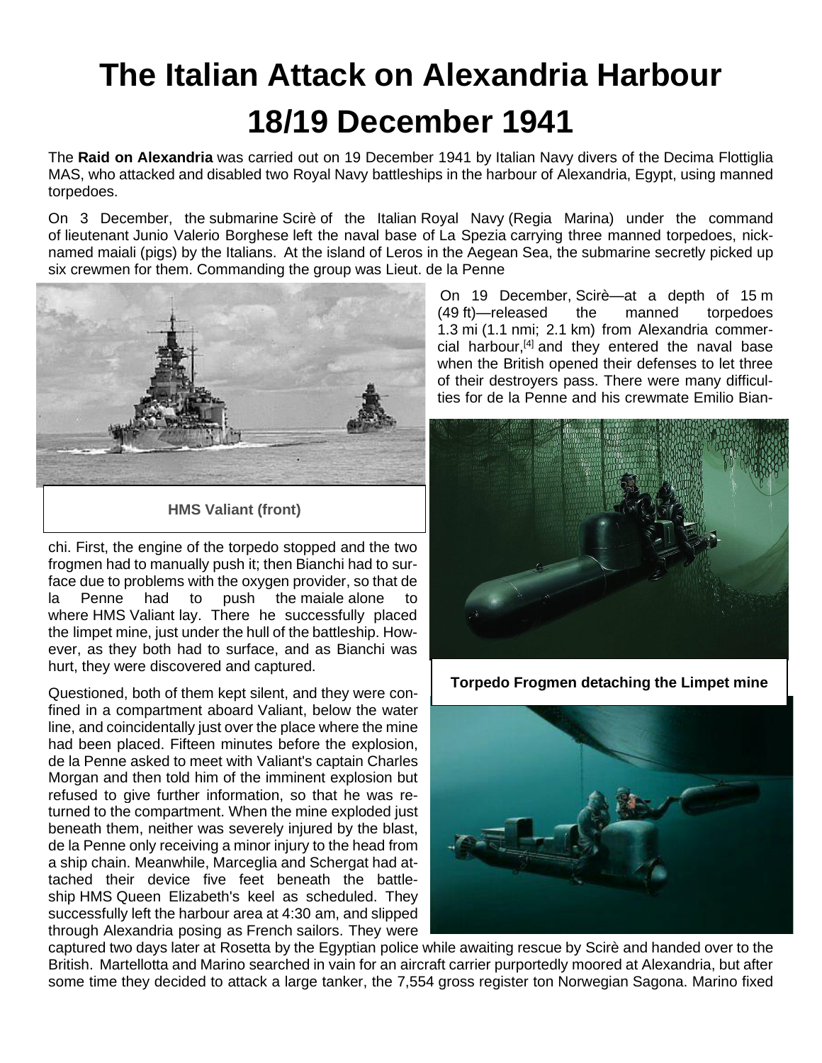# The Italian Attack on Alexandria Harbour 18/19 December 1941

The **Raid on Alexandria** was carried out on 19 December 1941 by Italian Navy divers of the Decima Flottiglia MAS, who attacked and disabled two Royal Navy battleships in the harbour of Alexandria, Egypt, using manned torpedoes.

On 3 December, the submarine Scirè of the Italian Royal Navy (Regia Marina) under the command of lieutenant Junio Valerio Borghese left the naval base of La Spezia carrying three manned torpedoes, nick-named maiali (pigs) by the Italians. At the island of Leros in the Aegean Sea, the submarine secretly picked up six crewmen for them. Commanding the group was Lieut. de la Penne

HMS Valiant (front)

On 19 December, Scirè—at a depth of 15 m (49 ft)—released the manned torpedoes 1.3 mi (1.1 nmi; 2.1 km) from Alexandria commercial harbour,[4] and they entered the naval base when the British opened their defenses to let three of their destroyers pass. There were many difficulties for de la Penne and his crewmate Emilio Bianchi. First, the engine of the torpedo stopped and the two frogmen had to manually push it; then Bianchi had to surface due to problems with the oxygen provider, so that de la Penne had to push the maiale alone to where HMS Valiant lay. There he successfully placed the limpet mine, just under the hull of the battleship. However, as they both had to surface, and as Bianchi was hurt, they were discovered and captured.

Torpedo Frogmen detaching the Limpet mine

Questioned, both of them kept silent, and they were confined in a compartment aboard Valiant, below the water line, and coincidentally just over the place where the mine had been placed. Fifteen minutes before the explosion, de la Penne asked to meet with Valiant's captain Charles Morgan and then told him of the imminent explosion but refused to give further information, so that he was returned to the compartment. When the mine exploded just beneath them, neither was severely injured by the blast, de la Penne only receiving a minor injury to the head from a ship chain. Meanwhile, Marceglia and Schergat had attached their device five feet beneath the battleship HMS Queen Elizabeth's keel as scheduled. They successfully left the harbour area at 4:30 am, and slipped through Alexandria posing as French sailors. They were captured two days later at Rosetta by the Egyptian police while awaiting rescue by Scirè and handed over to the British. Martellotta and Marino searched in vain for an aircraft carrier purportedly moored at Alexandria, but after some time they decided to attack a large tanker, the 7,554 gross register ton Norwegian Sagona. Marino fixed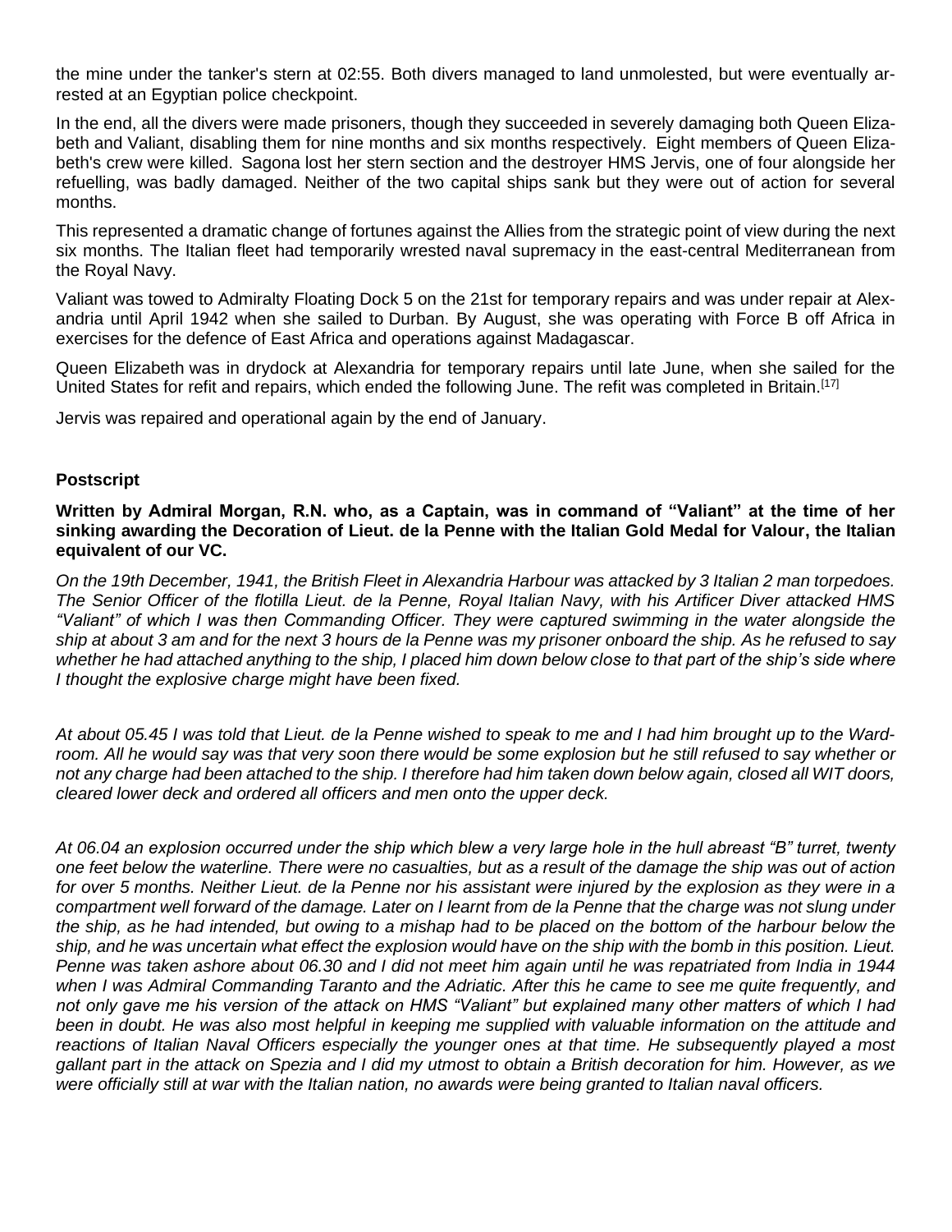the mine under the tanker's stern at 02:55. Both divers managed to land unmolested, but were eventually arrested at an Egyptian police checkpoint.

In the end, all the divers were made prisoners, though they succeeded in severely damaging both Queen Elizabeth and Valiant, disabling them for nine months and six months respectively. Eight members of Queen Elizabeth's crew were killed. Sagona lost her stern section and the destroyer HMS Jervis, one of four alongside her refuelling, was badly damaged. Neither of the two capital ships sank but they were out of action for several months.

This represented a dramatic change of fortunes against the Allies from the strategic point of view during the next six months. The Italian fleet had temporarily wrested naval supremacy in the east-central Mediterranean from the Royal Navy.

Valiant was towed to Admiralty Floating Dock 5 on the 21st for temporary repairs and was under repair at Alexandria until April 1942 when she sailed to Durban. By August, she was operating with Force B off Africa in exercises for the defence of East Africa and operations against Madagascar.

Queen Elizabeth was in drydock at Alexandria for temporary repairs until late June, when she sailed for the United States for refit and repairs, which ended the following June. The refit was completed in Britain.[17]

Jervis was repaired and operational again by the end of January.

## Postscript

**Written by Admiral Morgan, R.N. who, as a Captain, was in command of "Valiant" at the time of her sinking awarding the Decoration of Lieut. de la Penne with the Italian Gold Medal for Valour, the Italian equivalent of our VC.**

*On the 19th December, 1941, the British Fleet in Alexandria Harbour was attacked by 3 Italian 2 man torpedoes. The Senior Officer of the flotilla Lieut. de la Penne, Royal Italian Navy, with his Artificer Diver attacked HMS "Valiant" of which I was then Commanding Officer. They were captured swimming in the water alongside the ship at about 3 am and for the next 3 hours de la Penne was my prisoner onboard the ship. As he refused to say whether he had attached anything to the ship, I placed him down below close to that part of the ship's side where I thought the explosive charge might have been fixed.*

*At about 05.45 I was told that Lieut. de la Penne wished to speak to me and I had him brought up to the Wardroom. All he would say was that very soon there would be some explosion but he still refused to say whether or not any charge had been attached to the ship. I therefore had him taken down below again, closed all WIT doors, cleared lower deck and ordered all officers and men onto the upper deck.*

*At 06.04 an explosion occurred under the ship which blew a very large hole in the hull abreast "B" turret, twenty one feet below the waterline. There were no casualties, but as a result of the damage the ship was out of action for over 5 months. Neither Lieut. de la Penne nor his assistant were injured by the explosion as they were in a compartment well forward of the damage. Later on I learnt from de la Penne that the charge was not slung under the ship, as he had intended, but owing to a mishap had to be placed on the bottom of the harbour below the ship, and he was uncertain what effect the explosion would have on the ship with the bomb in this position. Lieut. Penne was taken ashore about 06.30 and I did not meet him again until he was repatriated from India in 1944 when I was Admiral Commanding Taranto and the Adriatic. After this he came to see me quite frequently, and not only gave me his version of the attack on HMS "Valiant" but explained many other matters of which I had been in doubt. He was also most helpful in keeping me supplied with valuable information on the attitude and reactions of Italian Naval Officers especially the younger ones at that time. He subsequently played a most gallant part in the attack on Spezia and I did my utmost to obtain a British decoration for him. However, as we were officially still at war with the Italian nation, no awards were being granted to Italian naval officers.*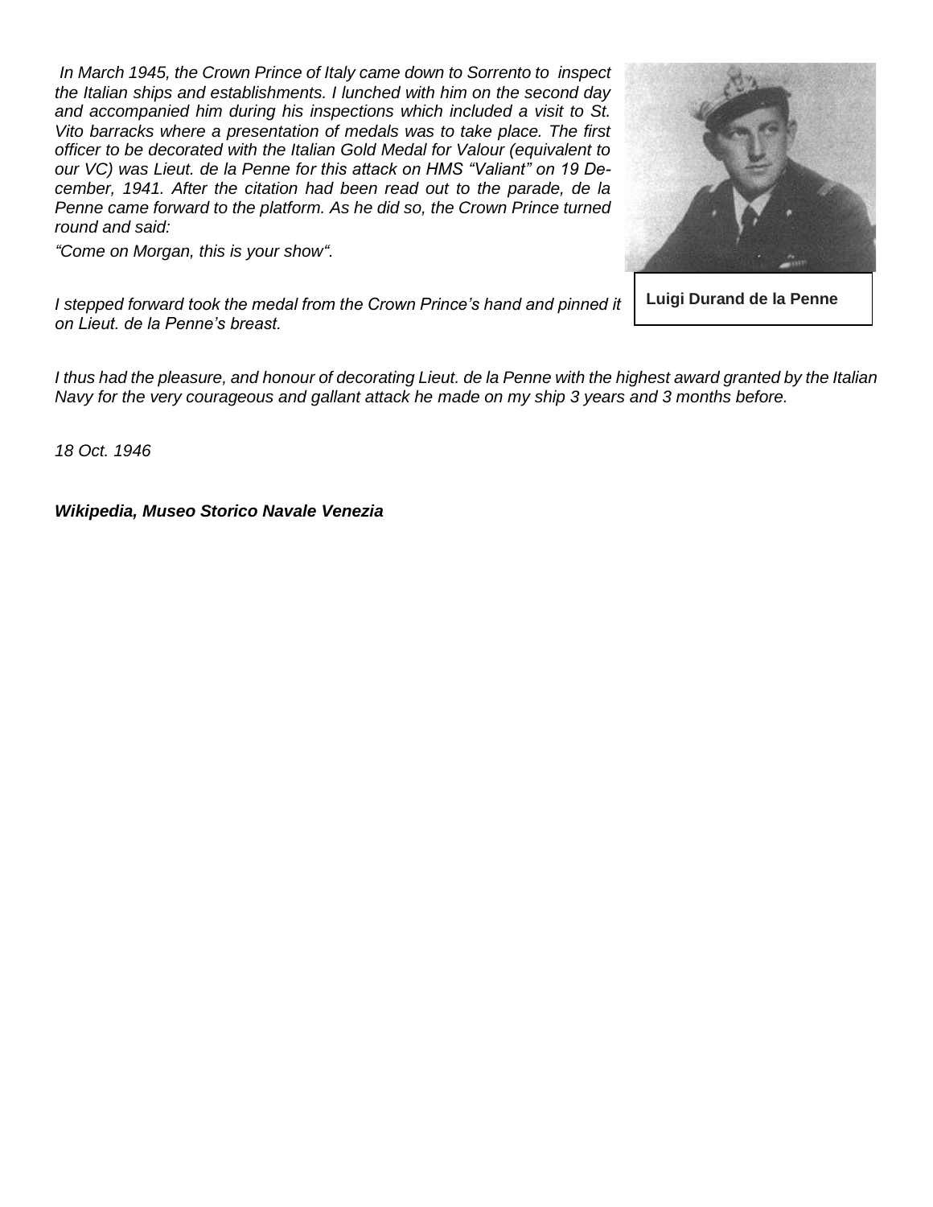*In March 1945, the Crown Prince of Italy came down to Sorrento to inspect the Italian ships and establishments. I lunched with him on the second day and accompanied him during his inspections which included a visit to St. Vito barracks where a presentation of medals was to take place. The first officer to be decorated with the Italian Gold Medal for Valour (equivalent to our VC) was Lieut. de la Penne for this attack on HMS "Valiant" on 19 December, 1941. After the citation had been read out to the parade, de la Penne came forward to the platform. As he did so, the Crown Prince turned round and said:*

*"Come on Morgan, this is your show".*

**Luigi Durand de la Penne**

*I stepped forward took the medal from the Crown Prince's hand and pinned it on Lieut. de la Penne's breast.*

*I thus had the pleasure, and honour of decorating Lieut. de la Penne with the highest award granted by the Italian Navy for the very courageous and gallant attack he made on my ship 3 years and 3 months before.*

*18 Oct. 1946*

***Wikipedia, Museo Storico Navale Venezia***